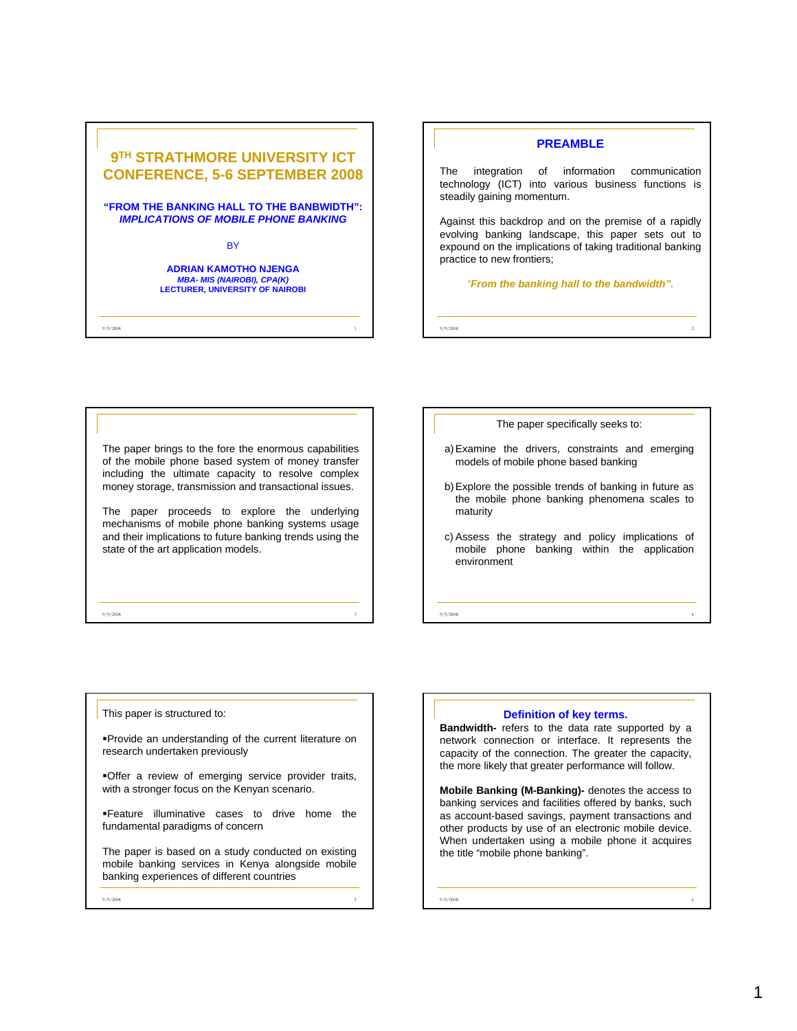# 9TH STRATHMORE UNIVERSITY ICT CONFERENCE, 5-6 SEPTEMBER 2008

**"FROM THE BANKING HALL TO THE BANBWIDTH": *IMPLICATIONS OF MOBILE PHONE BANKING***

BY

**ADRIAN KAMOTHO NJENGA**
***MBA- MIS (NAIROBI), CPA(K)***
**LECTURER, UNIVERSITY OF NAIROBI**

## PREAMBLE

The integration of information communication technology (ICT) into various business functions is steadily gaining momentum.

Against this backdrop and on the premise of a rapidly evolving banking landscape, this paper sets out to expound on the implications of taking traditional banking practice to new frontiers;

***"From the banking hall to the bandwidth".***

The paper brings to the fore the enormous capabilities of the mobile phone based system of money transfer including the ultimate capacity to resolve complex money storage, transmission and transactional issues.

The paper proceeds to explore the underlying mechanisms of mobile phone banking systems usage and their implications to future banking trends using the state of the art application models.

The paper specifically seeks to:

a) Examine the drivers, constraints and emerging models of mobile phone based banking

b) Explore the possible trends of banking in future as the mobile phone banking phenomena scales to maturity

c) Assess the strategy and policy implications of mobile phone banking within the application environment

This paper is structured to:

▪Provide an understanding of the current literature on research undertaken previously

▪Offer a review of emerging service provider traits, with a stronger focus on the Kenyan scenario.

▪Feature illuminative cases to drive home the fundamental paradigms of concern

The paper is based on a study conducted on existing mobile banking services in Kenya alongside mobile banking experiences of different countries

## Definition of key terms.

**Bandwidth-** refers to the data rate supported by a network connection or interface. It represents the capacity of the connection. The greater the capacity, the more likely that greater performance will follow.

**Mobile Banking (M-Banking)-** denotes the access to banking services and facilities offered by banks, such as account-based savings, payment transactions and other products by use of an electronic mobile device. When undertaken using a mobile phone it acquires the title "mobile phone banking".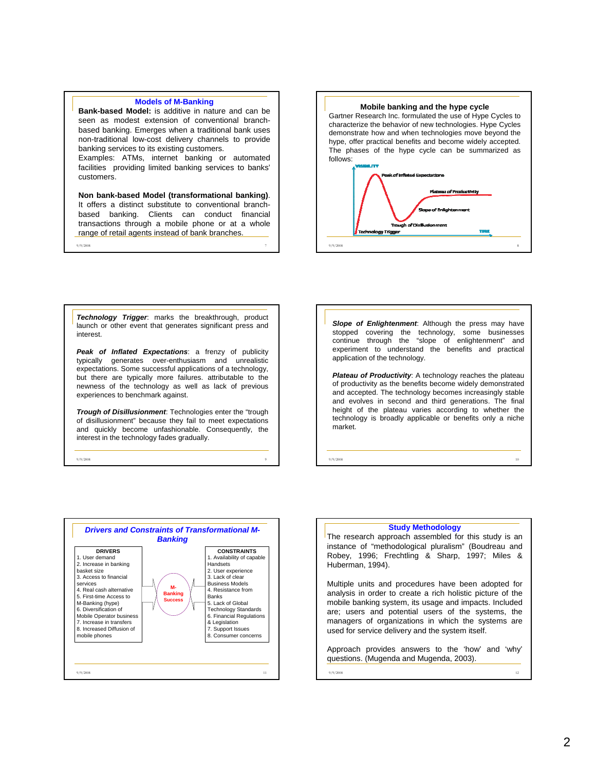## Models of M-Banking

**Bank-based Model:** is additive in nature and can be seen as modest extension of conventional branch-based banking. Emerges when a traditional bank uses non-traditional low-cost delivery channels to provide banking services to its existing customers.
Examples: ATMs, internet banking or automated facilities providing limited banking services to banks' customers.

**Non bank-based Model (transformational banking)**. It offers a distinct substitute to conventional branch-based banking. Clients can conduct financial transactions through a mobile phone or at a whole range of retail agents instead of bank branches.

## Mobile banking and the hype cycle

Gartner Research Inc. formulated the use of Hype Cycles to characterize the behavior of new technologies. Hype Cycles demonstrate how and when technologies move beyond the hype, offer practical benefits and become widely accepted. The phases of the hype cycle can be summarized as follows:

VISIBILITY — Peak of Inflated Expectations — Plateau of Productivity — Slope of Enlightenment — Trough of Disillusionment — Technology Trigger — TIME

***Technology Trigger***: marks the breakthrough, product launch or other event that generates significant press and interest.

***Peak of Inflated Expectations***: a frenzy of publicity typically generates over-enthusiasm and unrealistic expectations. Some successful applications of a technology, but there are typically more failures. attributable to the newness of the technology as well as lack of previous experiences to benchmark against.

***Trough of Disillusionment***: Technologies enter the "trough of disillusionment" because they fail to meet expectations and quickly become unfashionable. Consequently, the interest in the technology fades gradually.

***Slope of Enlightenment***: Although the press may have stopped covering the technology, some businesses continue through the "slope of enlightenment" and experiment to understand the benefits and practical application of the technology.

***Plateau of Productivity***: A technology reaches the plateau of productivity as the benefits become widely demonstrated and accepted. The technology becomes increasingly stable and evolves in second and third generations. The final height of the plateau varies according to whether the technology is broadly applicable or benefits only a niche market.

## *Drivers and Constraints of Transformational M-Banking*

| DRIVERS | | CONSTRAINTS |
|---|---|---|
| 1. User demand | | 1. Availability of capable Handsets |
| 2. Increase in banking basket size | | 2. User experience |
| 3. Access to financial services | | 3. Lack of clear Business Models |
| 4. Real cash alternative | M-Banking Success | 4. Resistance from Banks |
| 5. First-time Access to M-Banking (hype) | | 5. Lack of Global Technology Standards |
| 6. Diversification of Mobile Operator business | | 6. Financial Regulations & Legislation |
| 7. Increase in transfers | | 7. Support Issues |
| 8. Increased Diffusion of mobile phones | | 8. Consumer concerns |

## Study Methodology

The research approach assembled for this study is an instance of "methodological pluralism" (Boudreau and Robey, 1996; Frechtling & Sharp, 1997; Miles & Huberman, 1994).

Multiple units and procedures have been adopted for analysis in order to create a rich holistic picture of the mobile banking system, its usage and impacts. Included are; users and potential users of the systems, the managers of organizations in which the systems are used for service delivery and the system itself.

Approach provides answers to the 'how' and 'why' questions. (Mugenda and Mugenda, 2003).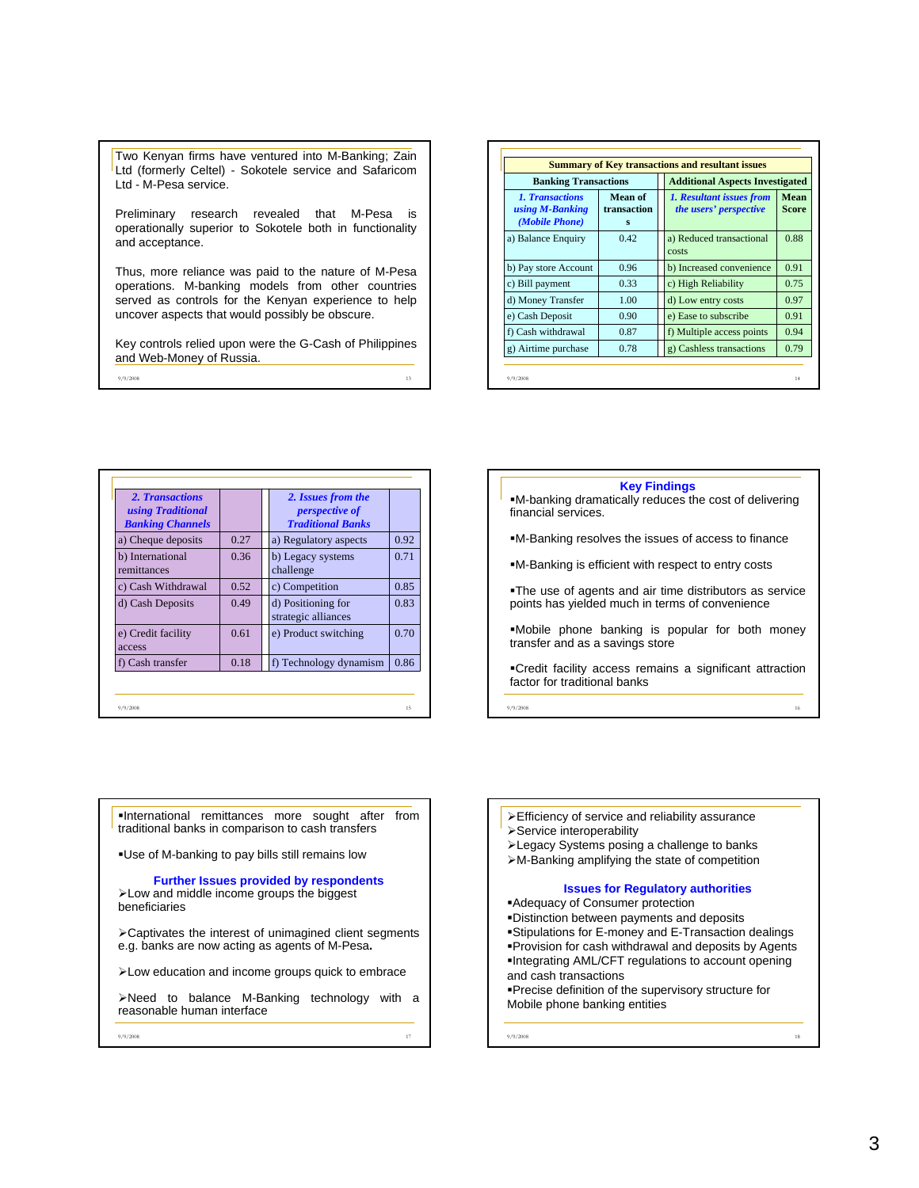Two Kenyan firms have ventured into M-Banking; Zain Ltd (formerly Celtel) - Sokotele service and Safaricom Ltd - M-Pesa service.

Preliminary research revealed that M-Pesa is operationally superior to Sokotele both in functionality and acceptance.

Thus, more reliance was paid to the nature of M-Pesa operations. M-banking models from other countries served as controls for the Kenyan experience to help uncover aspects that would possibly be obscure.

Key controls relied upon were the G-Cash of Philippines and Web-Money of Russia.

**Summary of Key transactions and resultant issues**

| Banking Transactions | | | Additional Aspects Investigated | |
|---|---|---|---|---|
| *1. Transactions using M-Banking (Mobile Phone)* | Mean of transactions | | *1. Resultant issues from the users' perspective* | Mean Score |
| a) Balance Enquiry | 0.42 | | a) Reduced transactional costs | 0.88 |
| b) Pay store Account | 0.96 | | b) Increased convenience | 0.91 |
| c) Bill payment | 0.33 | | c) High Reliability | 0.75 |
| d) Money Transfer | 1.00 | | d) Low entry costs | 0.97 |
| e) Cash Deposit | 0.90 | | e) Ease to subscribe | 0.91 |
| f) Cash withdrawal | 0.87 | | f) Multiple access points | 0.94 |
| g) Airtime purchase | 0.78 | | g) Cashless transactions | 0.79 |

| *2. Transactions using Traditional Banking Channels* | | | *2. Issues from the perspective of Traditional Banks* | |
|---|---|---|---|---|
| a) Cheque deposits | 0.27 | | a) Regulatory aspects | 0.92 |
| b) International remittances | 0.36 | | b) Legacy systems challenge | 0.71 |
| c) Cash Withdrawal | 0.52 | | c) Competition | 0.85 |
| d) Cash Deposits | 0.49 | | d) Positioning for strategic alliances | 0.83 |
| e) Credit facility access | 0.61 | | e) Product switching | 0.70 |
| f) Cash transfer | 0.18 | | f) Technology dynamism | 0.86 |

## Key Findings

- M-banking dramatically reduces the cost of delivering financial services.
- M-Banking resolves the issues of access to finance
- M-Banking is efficient with respect to entry costs
- The use of agents and air time distributors as service points has yielded much in terms of convenience
- Mobile phone banking is popular for both money transfer and as a savings store
- Credit facility access remains a significant attraction factor for traditional banks
- International remittances more sought after from traditional banks in comparison to cash transfers
- Use of M-banking to pay bills still remains low

### Further Issues provided by respondents

- Low and middle income groups the biggest beneficiaries
- Captivates the interest of unimagined client segments e.g. banks are now acting as agents of M-Pesa.
- Low education and income groups quick to embrace
- Need to balance M-Banking technology with a reasonable human interface
- Efficiency of service and reliability assurance
- Service interoperability
- Legacy Systems posing a challenge to banks
- M-Banking amplifying the state of competition

### Issues for Regulatory authorities

- Adequacy of Consumer protection
- Distinction between payments and deposits
- Stipulations for E-money and E-Transaction dealings
- Provision for cash withdrawal and deposits by Agents
- Integrating AML/CFT regulations to account opening and cash transactions
- Precise definition of the supervisory structure for Mobile phone banking entities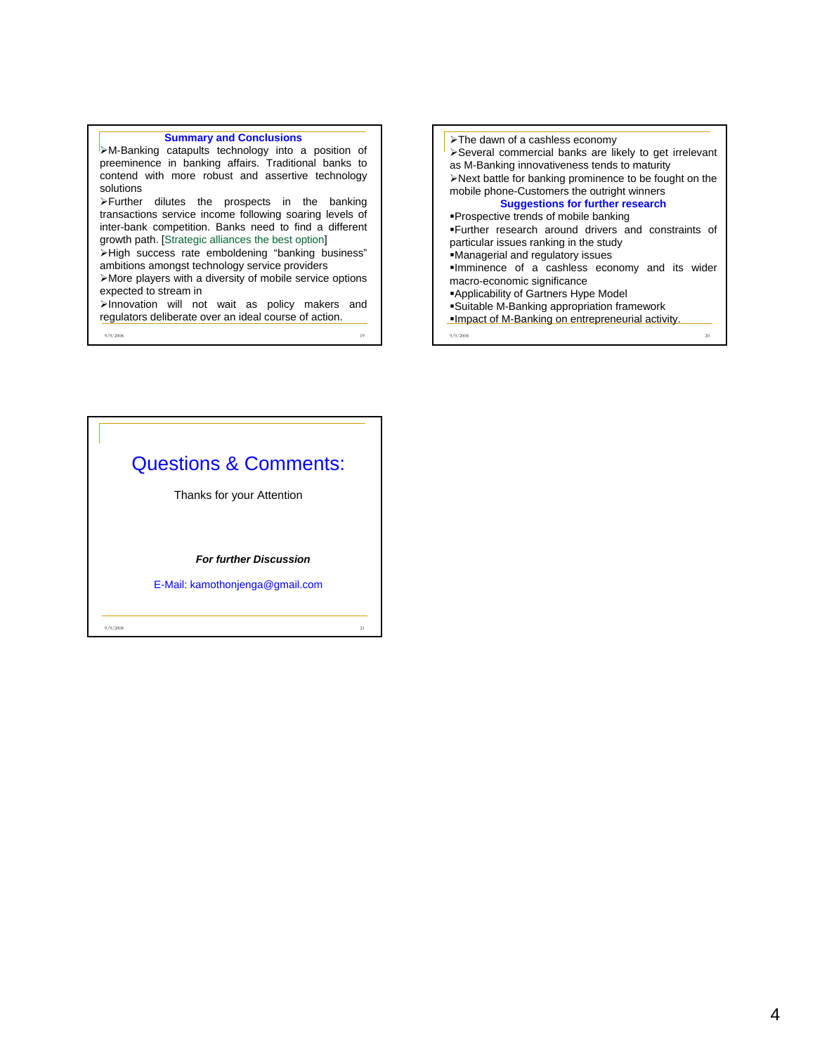## Summary and Conclusions

- M-Banking catapults technology into a position of preeminence in banking affairs. Traditional banks to contend with more robust and assertive technology solutions
- Further dilutes the prospects in the banking transactions service income following soaring levels of inter-bank competition. Banks need to find a different growth path. [Strategic alliances the best option]
- High success rate emboldening "banking business" ambitions amongst technology service providers
- More players with a diversity of mobile service options expected to stream in
- Innovation will not wait as policy makers and regulators deliberate over an ideal course of action.

---

- The dawn of a cashless economy
- Several commercial banks are likely to get irrelevant as M-Banking innovativeness tends to maturity
- Next battle for banking prominence to be fought on the mobile phone-Customers the outright winners

## Suggestions for further research

- Prospective trends of mobile banking
- Further research around drivers and constraints of particular issues ranking in the study
- Managerial and regulatory issues
- Imminence of a cashless economy and its wider macro-economic significance
- Applicability of Gartners Hype Model
- Suitable M-Banking appropriation framework
- Impact of M-Banking on entrepreneurial activity.

---

# Questions & Comments:

Thanks for your Attention

***For further Discussion***

E-Mail: kamothonjenga@gmail.com